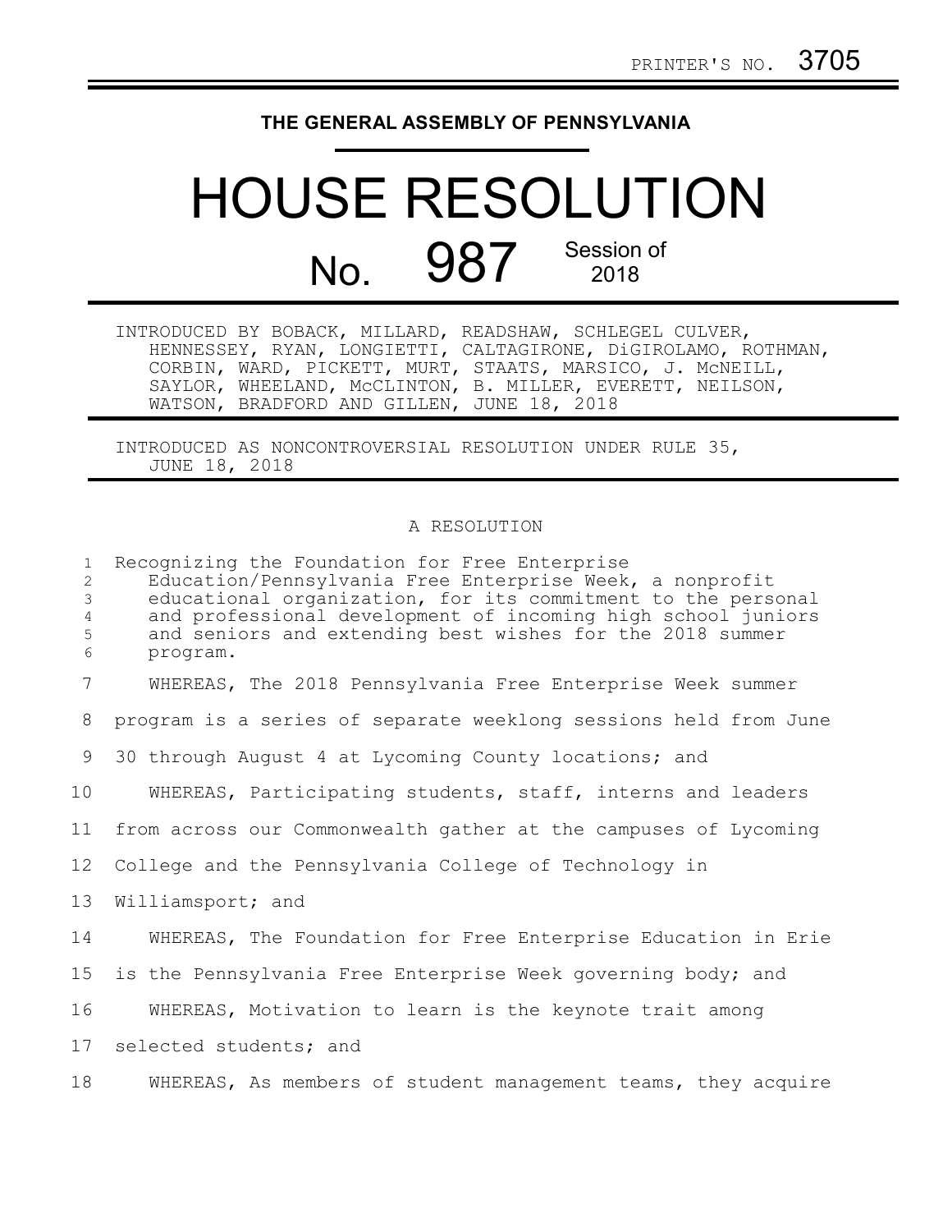PRINTER'S NO. 3705

# THE GENERAL ASSEMBLY OF PENNSYLVANIA

# HOUSE RESOLUTION

## No. 987 Session of 2018

INTRODUCED BY BOBACK, MILLARD, READSHAW, SCHLEGEL CULVER, HENNESSEY, RYAN, LONGIETTI, CALTAGIRONE, DiGIROLAMO, ROTHMAN, CORBIN, WARD, PICKETT, MURT, STAATS, MARSICO, J. McNEILL, SAYLOR, WHEELAND, McCLINTON, B. MILLER, EVERETT, NEILSON, WATSON, BRADFORD AND GILLEN, JUNE 18, 2018

INTRODUCED AS NONCONTROVERSIAL RESOLUTION UNDER RULE 35, JUNE 18, 2018

A RESOLUTION

Recognizing the Foundation for Free Enterprise Education/Pennsylvania Free Enterprise Week, a nonprofit educational organization, for its commitment to the personal and professional development of incoming high school juniors and seniors and extending best wishes for the 2018 summer program.

WHEREAS, The 2018 Pennsylvania Free Enterprise Week summer program is a series of separate weeklong sessions held from June 30 through August 4 at Lycoming County locations; and

WHEREAS, Participating students, staff, interns and leaders from across our Commonwealth gather at the campuses of Lycoming College and the Pennsylvania College of Technology in Williamsport; and

WHEREAS, The Foundation for Free Enterprise Education in Erie is the Pennsylvania Free Enterprise Week governing body; and

WHEREAS, Motivation to learn is the keynote trait among selected students; and

WHEREAS, As members of student management teams, they acquire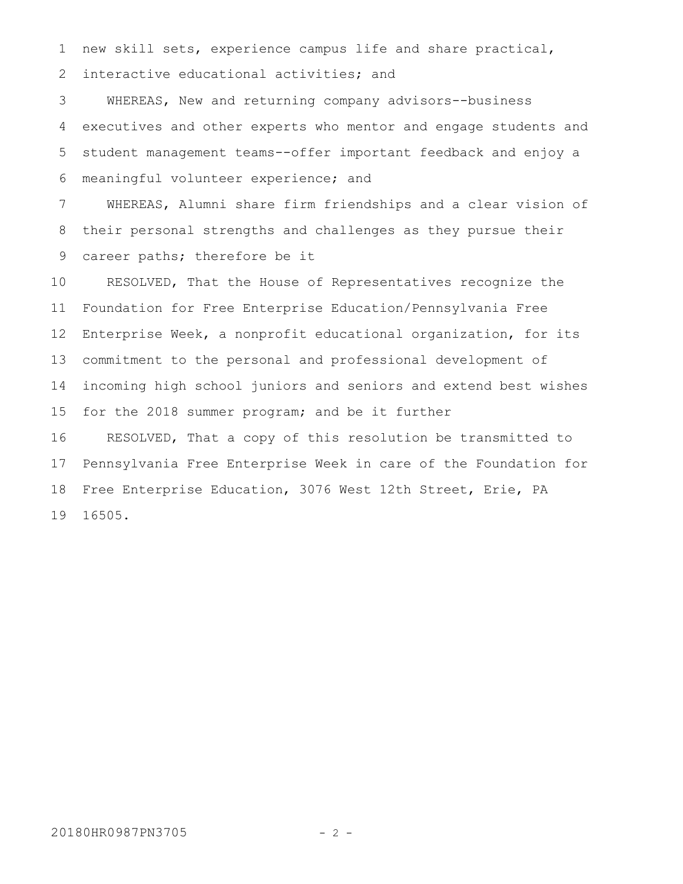new skill sets, experience campus life and share practical, interactive educational activities; and

WHEREAS, New and returning company advisors--business executives and other experts who mentor and engage students and student management teams--offer important feedback and enjoy a meaningful volunteer experience; and

WHEREAS, Alumni share firm friendships and a clear vision of their personal strengths and challenges as they pursue their career paths; therefore be it

RESOLVED, That the House of Representatives recognize the Foundation for Free Enterprise Education/Pennsylvania Free Enterprise Week, a nonprofit educational organization, for its commitment to the personal and professional development of incoming high school juniors and seniors and extend best wishes for the 2018 summer program; and be it further

RESOLVED, That a copy of this resolution be transmitted to Pennsylvania Free Enterprise Week in care of the Foundation for Free Enterprise Education, 3076 West 12th Street, Erie, PA 16505.